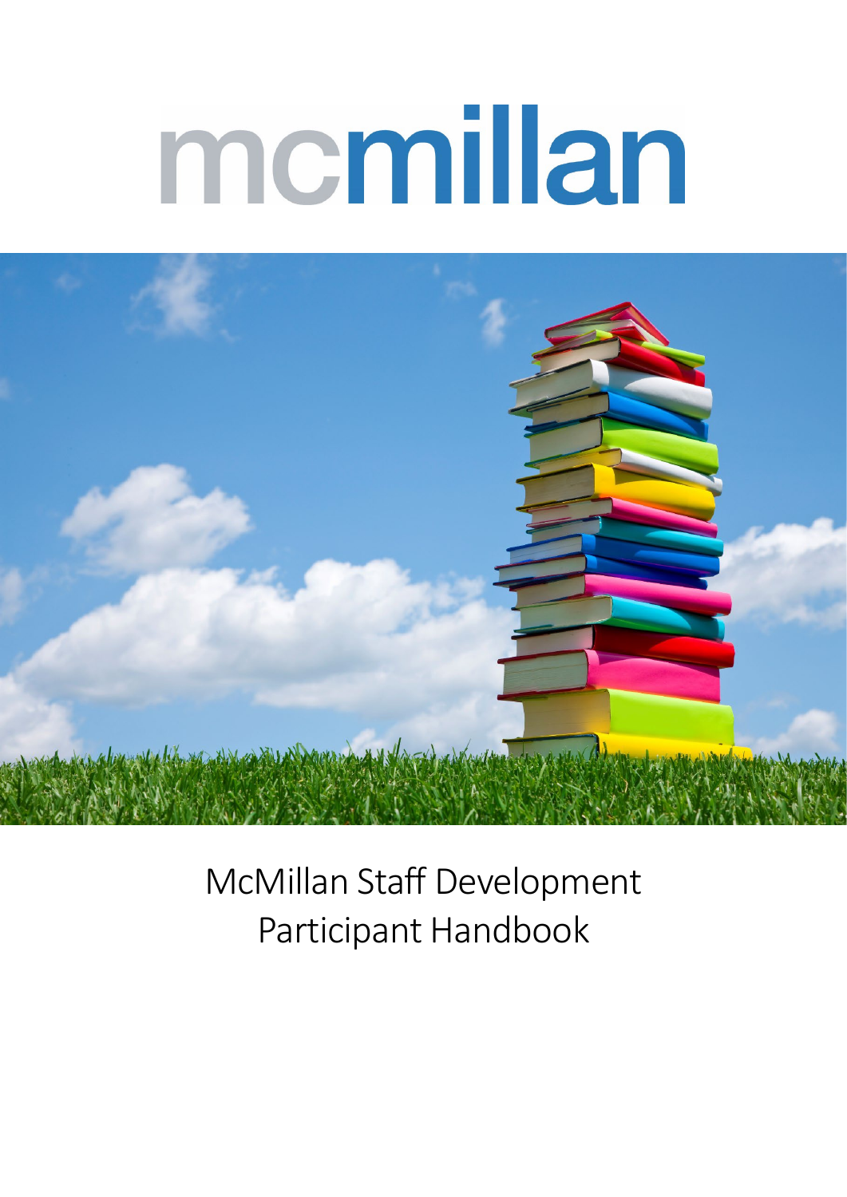# mcmillan

McMillan Staff Development
Participant Handbook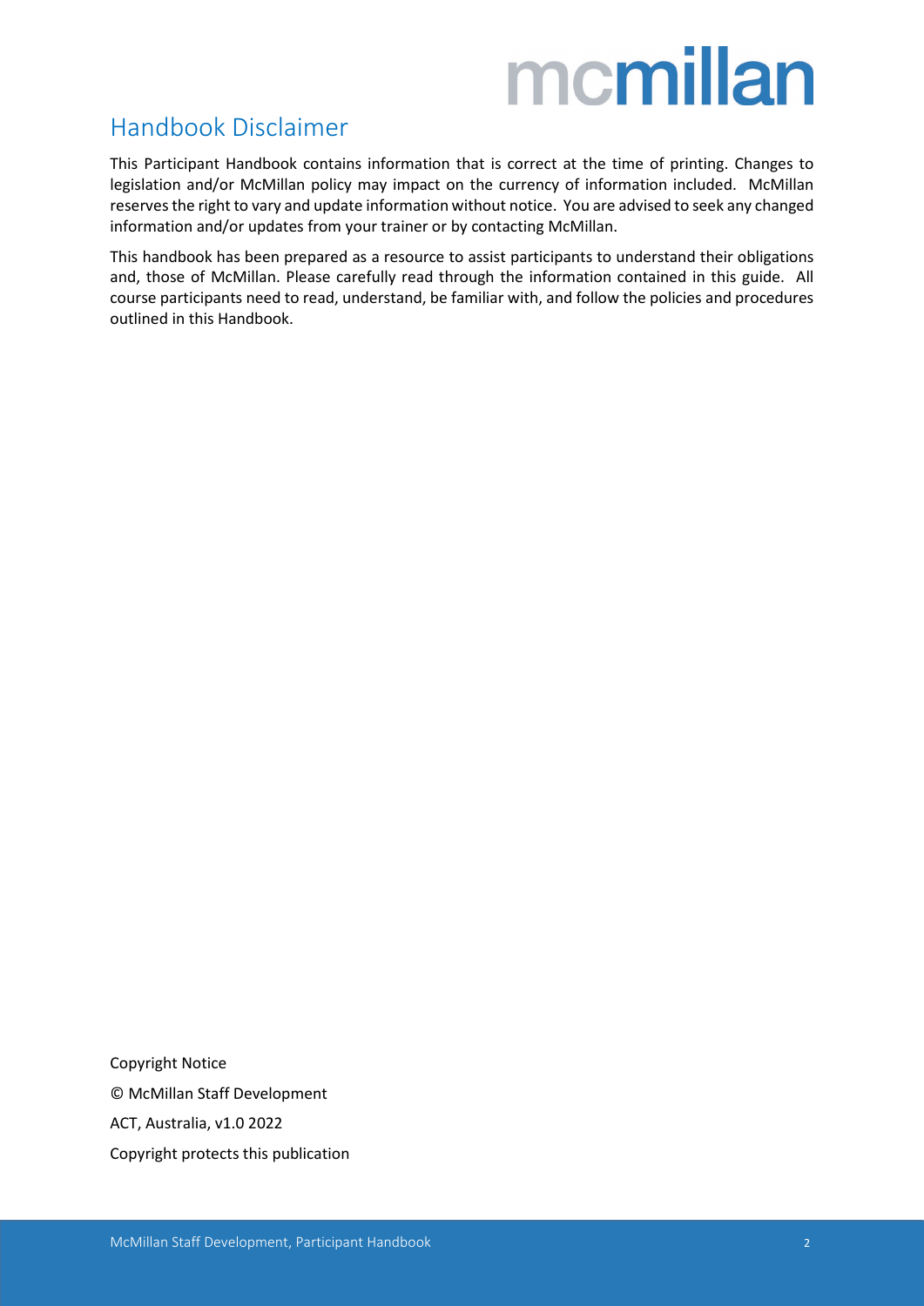# Handbook Disclaimer

This Participant Handbook contains information that is correct at the time of printing. Changes to legislation and/or McMillan policy may impact on the currency of information included. McMillan reserves the right to vary and update information without notice. You are advised to seek any changed information and/or updates from your trainer or by contacting McMillan.

This handbook has been prepared as a resource to assist participants to understand their obligations and, those of McMillan. Please carefully read through the information contained in this guide. All course participants need to read, understand, be familiar with, and follow the policies and procedures outlined in this Handbook.

Copyright Notice

© McMillan Staff Development

ACT, Australia, v1.0 2022

Copyright protects this publication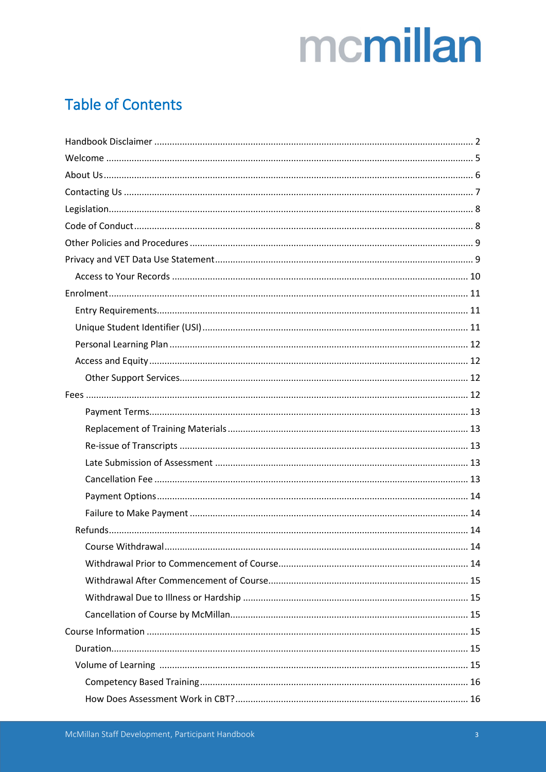# Table of Contents

Handbook Disclaimer ........ 2
Welcome ........ 5
About Us ........ 6
Contacting Us ........ 7
Legislation ........ 8
Code of Conduct ........ 8
Other Policies and Procedures ........ 9
Privacy and VET Data Use Statement ........ 9
- Access to Your Records ........ 10

Enrolment ........ 11
- Entry Requirements ........ 11
- Unique Student Identifier (USI) ........ 11
- Personal Learning Plan ........ 12
- Access and Equity ........ 12
  - Other Support Services ........ 12

Fees ........ 12
  - Payment Terms ........ 13
  - Replacement of Training Materials ........ 13
  - Re-issue of Transcripts ........ 13
  - Late Submission of Assessment ........ 13
  - Cancellation Fee ........ 13
  - Payment Options ........ 14
  - Failure to Make Payment ........ 14
- Refunds ........ 14
  - Course Withdrawal ........ 14
  - Withdrawal Prior to Commencement of Course ........ 14
  - Withdrawal After Commencement of Course ........ 15
  - Withdrawal Due to Illness or Hardship ........ 15
  - Cancellation of Course by McMillan ........ 15

Course Information ........ 15
- Duration ........ 15
- Volume of Learning ........ 15
  - Competency Based Training ........ 16
  - How Does Assessment Work in CBT? ........ 16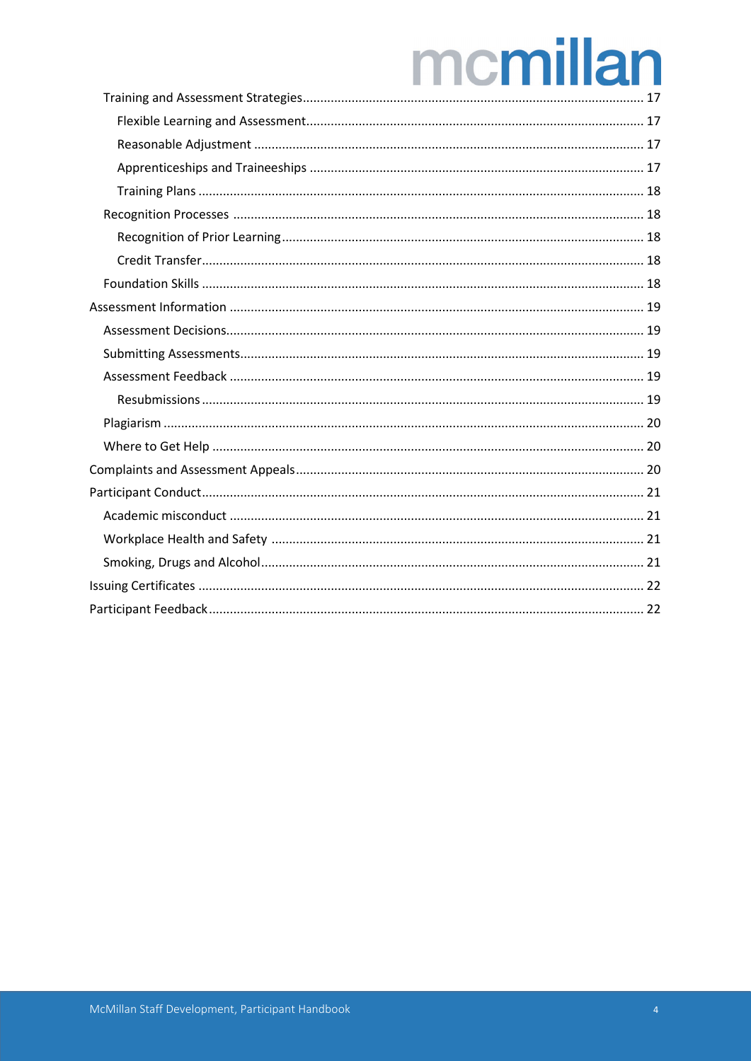Training and Assessment Strategies ... 17

Flexible Learning and Assessment ... 17

Reasonable Adjustment ... 17

Apprenticeships and Traineeships ... 17

Training Plans ... 18

Recognition Processes ... 18

Recognition of Prior Learning ... 18

Credit Transfer ... 18

Foundation Skills ... 18

Assessment Information ... 19

Assessment Decisions ... 19

Submitting Assessments ... 19

Assessment Feedback ... 19

Resubmissions ... 19

Plagiarism ... 20

Where to Get Help ... 20

Complaints and Assessment Appeals ... 20

Participant Conduct ... 21

Academic misconduct ... 21

Workplace Health and Safety ... 21

Smoking, Drugs and Alcohol ... 21

Issuing Certificates ... 22

Participant Feedback ... 22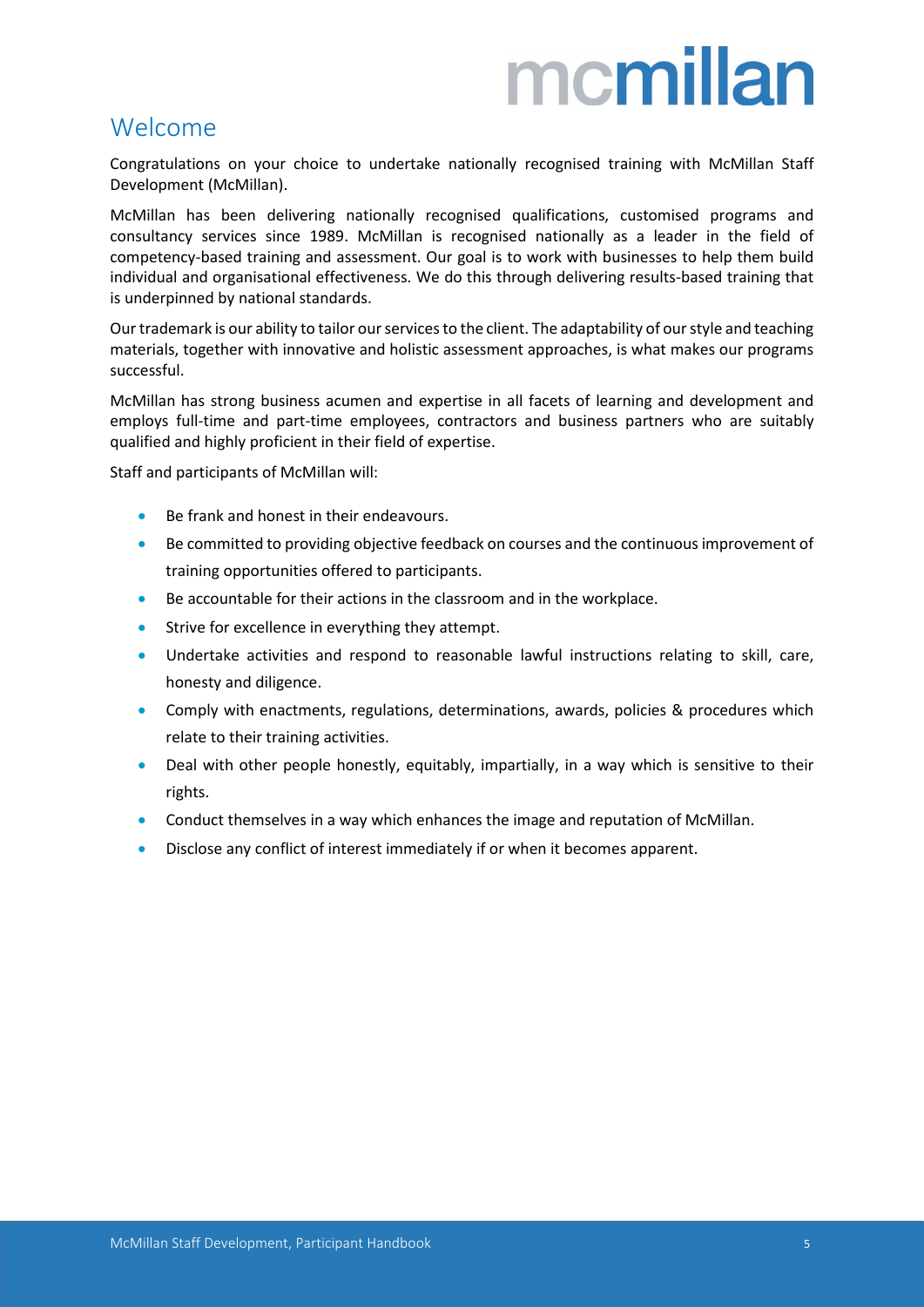# Welcome

Congratulations on your choice to undertake nationally recognised training with McMillan Staff Development (McMillan).

McMillan has been delivering nationally recognised qualifications, customised programs and consultancy services since 1989. McMillan is recognised nationally as a leader in the field of competency-based training and assessment. Our goal is to work with businesses to help them build individual and organisational effectiveness. We do this through delivering results-based training that is underpinned by national standards.

Our trademark is our ability to tailor our services to the client. The adaptability of our style and teaching materials, together with innovative and holistic assessment approaches, is what makes our programs successful.

McMillan has strong business acumen and expertise in all facets of learning and development and employs full-time and part-time employees, contractors and business partners who are suitably qualified and highly proficient in their field of expertise.

Staff and participants of McMillan will:

- Be frank and honest in their endeavours.
- Be committed to providing objective feedback on courses and the continuous improvement of training opportunities offered to participants.
- Be accountable for their actions in the classroom and in the workplace.
- Strive for excellence in everything they attempt.
- Undertake activities and respond to reasonable lawful instructions relating to skill, care, honesty and diligence.
- Comply with enactments, regulations, determinations, awards, policies & procedures which relate to their training activities.
- Deal with other people honestly, equitably, impartially, in a way which is sensitive to their rights.
- Conduct themselves in a way which enhances the image and reputation of McMillan.
- Disclose any conflict of interest immediately if or when it becomes apparent.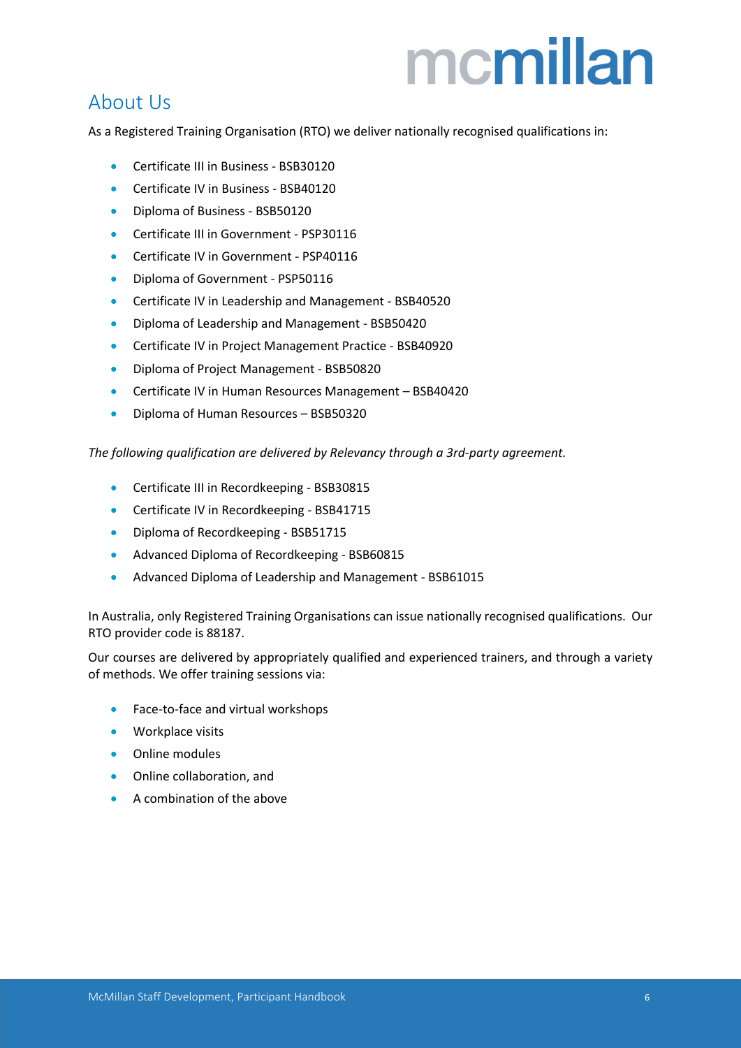# About Us

As a Registered Training Organisation (RTO) we deliver nationally recognised qualifications in:

- Certificate III in Business - BSB30120
- Certificate IV in Business - BSB40120
- Diploma of Business - BSB50120
- Certificate III in Government - PSP30116
- Certificate IV in Government - PSP40116
- Diploma of Government - PSP50116
- Certificate IV in Leadership and Management - BSB40520
- Diploma of Leadership and Management - BSB50420
- Certificate IV in Project Management Practice - BSB40920
- Diploma of Project Management - BSB50820
- Certificate IV in Human Resources Management – BSB40420
- Diploma of Human Resources – BSB50320

*The following qualification are delivered by Relevancy through a 3rd-party agreement.*

- Certificate III in Recordkeeping - BSB30815
- Certificate IV in Recordkeeping - BSB41715
- Diploma of Recordkeeping - BSB51715
- Advanced Diploma of Recordkeeping - BSB60815
- Advanced Diploma of Leadership and Management - BSB61015

In Australia, only Registered Training Organisations can issue nationally recognised qualifications. Our RTO provider code is 88187.

Our courses are delivered by appropriately qualified and experienced trainers, and through a variety of methods. We offer training sessions via:

- Face-to-face and virtual workshops
- Workplace visits
- Online modules
- Online collaboration, and
- A combination of the above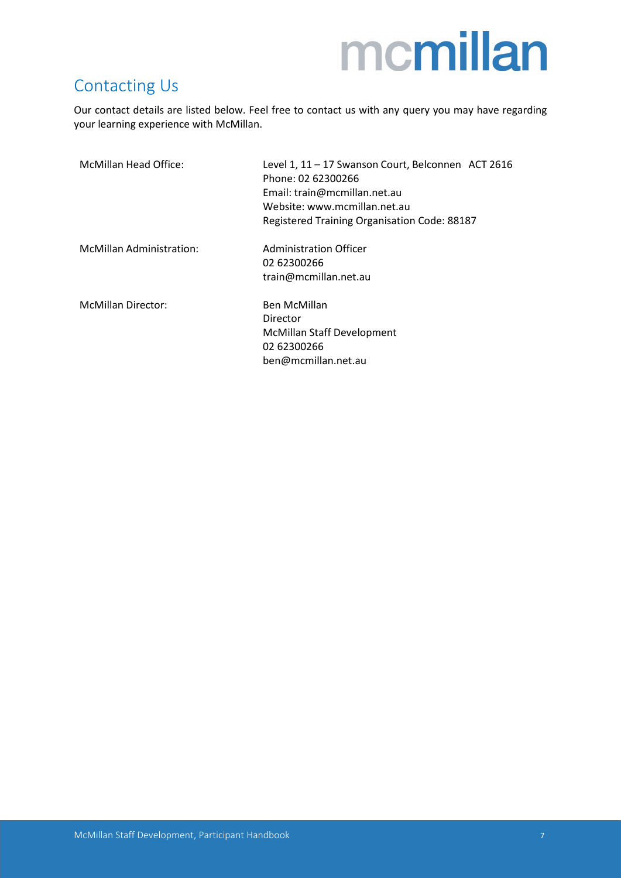## Contacting Us

Our contact details are listed below. Feel free to contact us with any query you may have regarding your learning experience with McMillan.

| | |
|---|---|
| McMillan Head Office: | Level 1, 11 – 17 Swanson Court, Belconnen ACT 2616<br>Phone: 02 62300266<br>Email: train@mcmillan.net.au<br>Website: www.mcmillan.net.au<br>Registered Training Organisation Code: 88187 |
| McMillan Administration: | Administration Officer<br>02 62300266<br>train@mcmillan.net.au |
| McMillan Director: | Ben McMillan<br>Director<br>McMillan Staff Development<br>02 62300266<br>ben@mcmillan.net.au |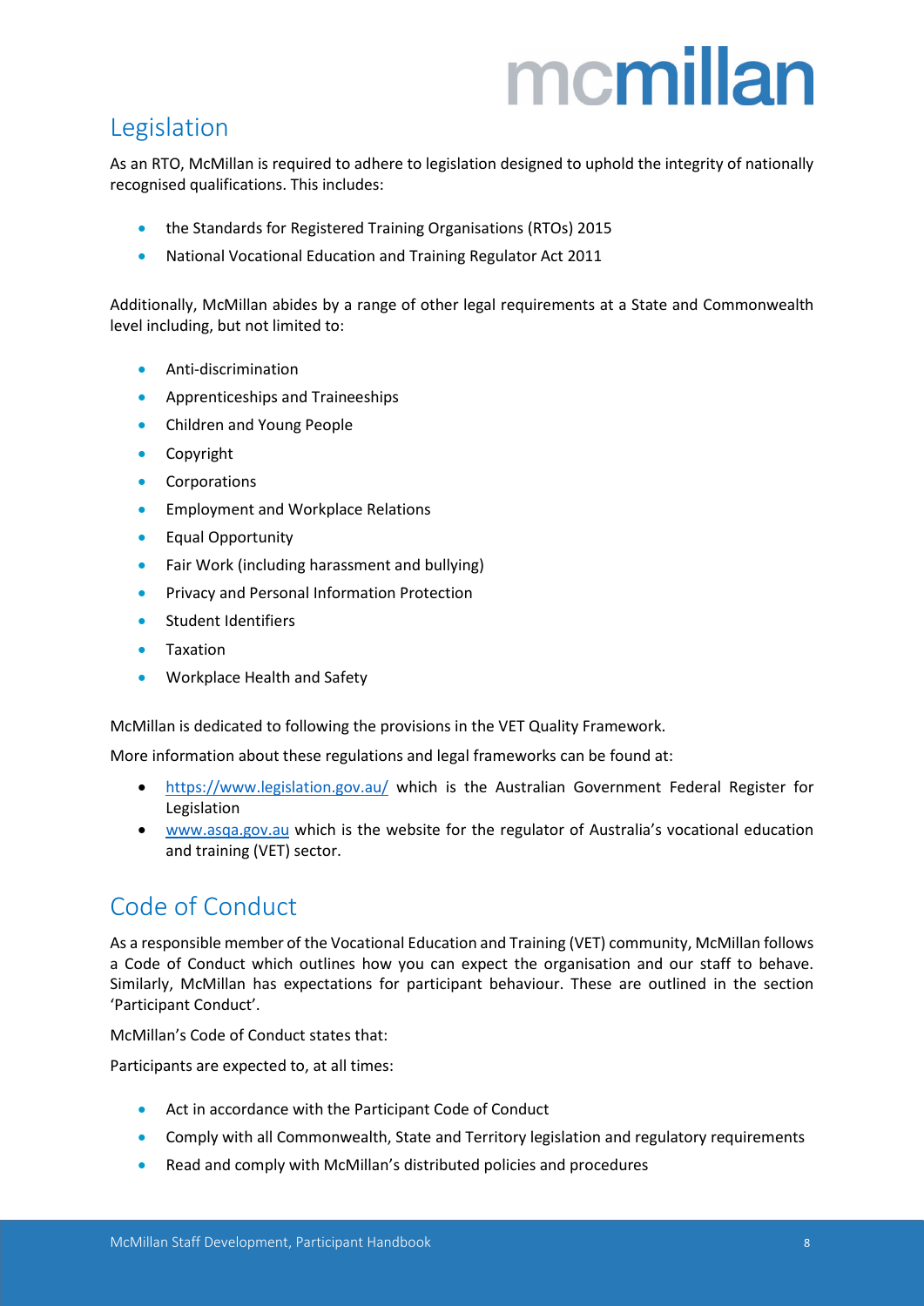## Legislation

As an RTO, McMillan is required to adhere to legislation designed to uphold the integrity of nationally recognised qualifications. This includes:

- the Standards for Registered Training Organisations (RTOs) 2015
- National Vocational Education and Training Regulator Act 2011

Additionally, McMillan abides by a range of other legal requirements at a State and Commonwealth level including, but not limited to:

- Anti-discrimination
- Apprenticeships and Traineeships
- Children and Young People
- Copyright
- Corporations
- Employment and Workplace Relations
- Equal Opportunity
- Fair Work (including harassment and bullying)
- Privacy and Personal Information Protection
- Student Identifiers
- Taxation
- Workplace Health and Safety

McMillan is dedicated to following the provisions in the VET Quality Framework.

More information about these regulations and legal frameworks can be found at:

- https://www.legislation.gov.au/ which is the Australian Government Federal Register for Legislation
- www.asqa.gov.au which is the website for the regulator of Australia's vocational education and training (VET) sector.

## Code of Conduct

As a responsible member of the Vocational Education and Training (VET) community, McMillan follows a Code of Conduct which outlines how you can expect the organisation and our staff to behave. Similarly, McMillan has expectations for participant behaviour. These are outlined in the section 'Participant Conduct'.

McMillan's Code of Conduct states that:

Participants are expected to, at all times:

- Act in accordance with the Participant Code of Conduct
- Comply with all Commonwealth, State and Territory legislation and regulatory requirements
- Read and comply with McMillan's distributed policies and procedures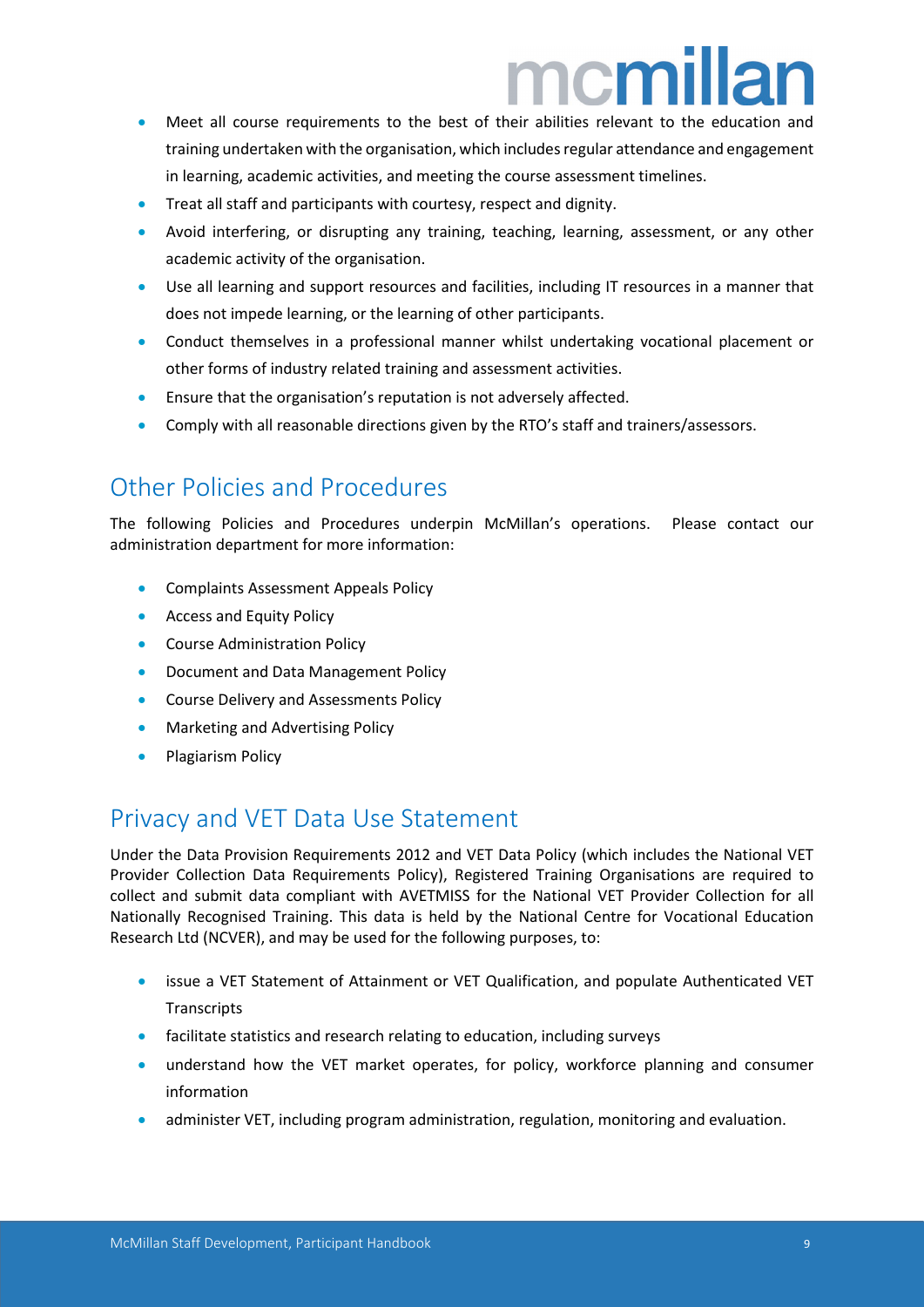- Meet all course requirements to the best of their abilities relevant to the education and training undertaken with the organisation, which includes regular attendance and engagement in learning, academic activities, and meeting the course assessment timelines.
- Treat all staff and participants with courtesy, respect and dignity.
- Avoid interfering, or disrupting any training, teaching, learning, assessment, or any other academic activity of the organisation.
- Use all learning and support resources and facilities, including IT resources in a manner that does not impede learning, or the learning of other participants.
- Conduct themselves in a professional manner whilst undertaking vocational placement or other forms of industry related training and assessment activities.
- Ensure that the organisation's reputation is not adversely affected.
- Comply with all reasonable directions given by the RTO's staff and trainers/assessors.

## Other Policies and Procedures

The following Policies and Procedures underpin McMillan's operations. Please contact our administration department for more information:

- Complaints Assessment Appeals Policy
- Access and Equity Policy
- Course Administration Policy
- Document and Data Management Policy
- Course Delivery and Assessments Policy
- Marketing and Advertising Policy
- Plagiarism Policy

## Privacy and VET Data Use Statement

Under the Data Provision Requirements 2012 and VET Data Policy (which includes the National VET Provider Collection Data Requirements Policy), Registered Training Organisations are required to collect and submit data compliant with AVETMISS for the National VET Provider Collection for all Nationally Recognised Training. This data is held by the National Centre for Vocational Education Research Ltd (NCVER), and may be used for the following purposes, to:

- issue a VET Statement of Attainment or VET Qualification, and populate Authenticated VET Transcripts
- facilitate statistics and research relating to education, including surveys
- understand how the VET market operates, for policy, workforce planning and consumer information
- administer VET, including program administration, regulation, monitoring and evaluation.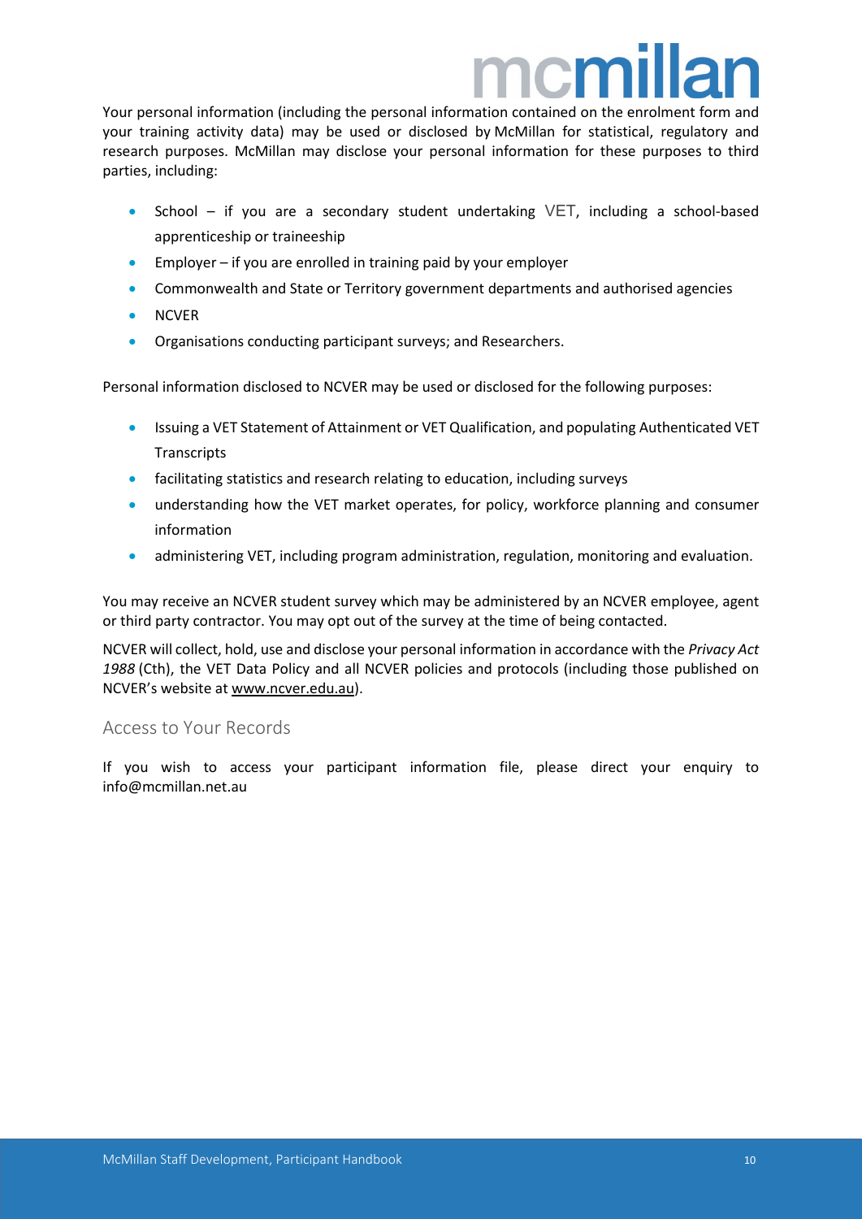Your personal information (including the personal information contained on the enrolment form and your training activity data) may be used or disclosed by McMillan for statistical, regulatory and research purposes. McMillan may disclose your personal information for these purposes to third parties, including:

- School – if you are a secondary student undertaking VET, including a school-based apprenticeship or traineeship
- Employer – if you are enrolled in training paid by your employer
- Commonwealth and State or Territory government departments and authorised agencies
- NCVER
- Organisations conducting participant surveys; and Researchers.

Personal information disclosed to NCVER may be used or disclosed for the following purposes:

- Issuing a VET Statement of Attainment or VET Qualification, and populating Authenticated VET Transcripts
- facilitating statistics and research relating to education, including surveys
- understanding how the VET market operates, for policy, workforce planning and consumer information
- administering VET, including program administration, regulation, monitoring and evaluation.

You may receive an NCVER student survey which may be administered by an NCVER employee, agent or third party contractor. You may opt out of the survey at the time of being contacted.

NCVER will collect, hold, use and disclose your personal information in accordance with the *Privacy Act 1988* (Cth), the VET Data Policy and all NCVER policies and protocols (including those published on NCVER's website at www.ncver.edu.au).

## Access to Your Records

If you wish to access your participant information file, please direct your enquiry to info@mcmillan.net.au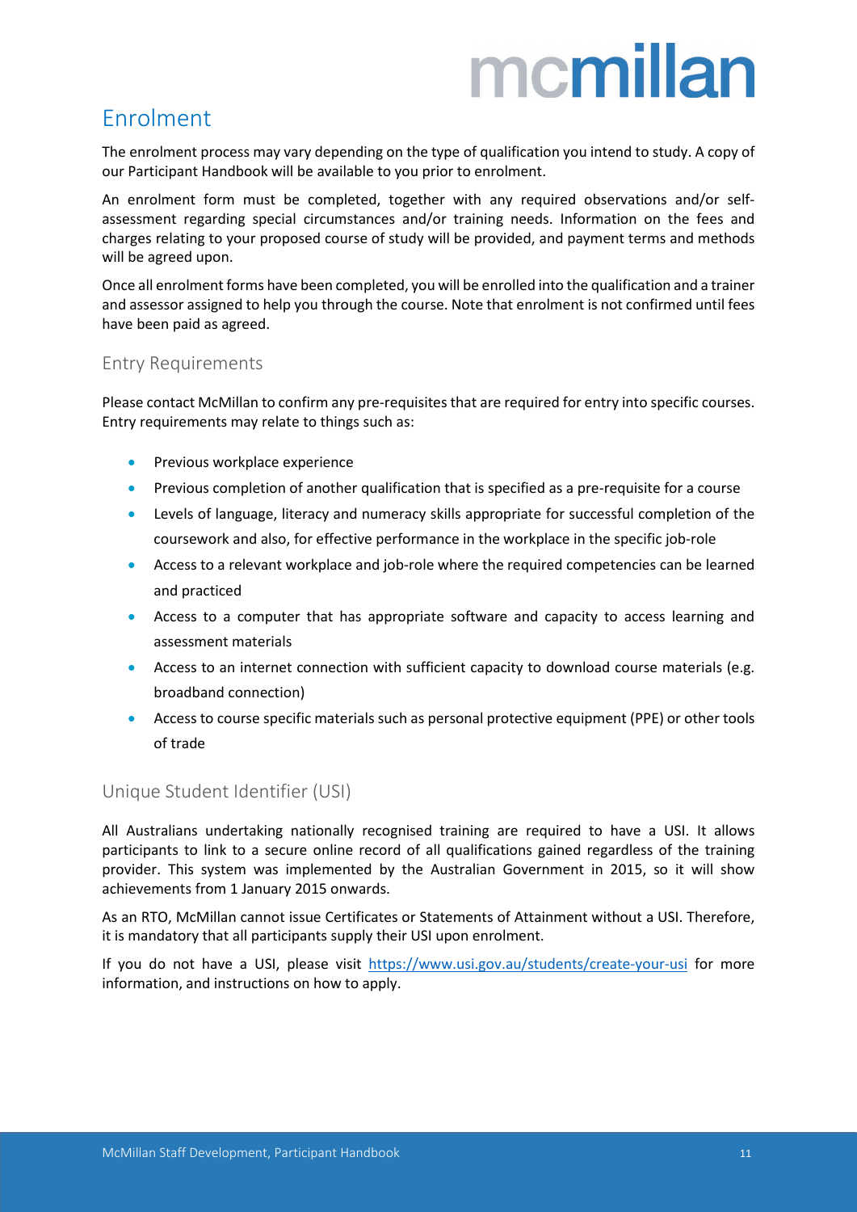## Enrolment

The enrolment process may vary depending on the type of qualification you intend to study. A copy of our Participant Handbook will be available to you prior to enrolment.

An enrolment form must be completed, together with any required observations and/or self-assessment regarding special circumstances and/or training needs. Information on the fees and charges relating to your proposed course of study will be provided, and payment terms and methods will be agreed upon.

Once all enrolment forms have been completed, you will be enrolled into the qualification and a trainer and assessor assigned to help you through the course. Note that enrolment is not confirmed until fees have been paid as agreed.

### Entry Requirements

Please contact McMillan to confirm any pre-requisites that are required for entry into specific courses. Entry requirements may relate to things such as:

- Previous workplace experience
- Previous completion of another qualification that is specified as a pre-requisite for a course
- Levels of language, literacy and numeracy skills appropriate for successful completion of the coursework and also, for effective performance in the workplace in the specific job-role
- Access to a relevant workplace and job-role where the required competencies can be learned and practiced
- Access to a computer that has appropriate software and capacity to access learning and assessment materials
- Access to an internet connection with sufficient capacity to download course materials (e.g. broadband connection)
- Access to course specific materials such as personal protective equipment (PPE) or other tools of trade

### Unique Student Identifier (USI)

All Australians undertaking nationally recognised training are required to have a USI. It allows participants to link to a secure online record of all qualifications gained regardless of the training provider. This system was implemented by the Australian Government in 2015, so it will show achievements from 1 January 2015 onwards.

As an RTO, McMillan cannot issue Certificates or Statements of Attainment without a USI. Therefore, it is mandatory that all participants supply their USI upon enrolment.

If you do not have a USI, please visit https://www.usi.gov.au/students/create-your-usi for more information, and instructions on how to apply.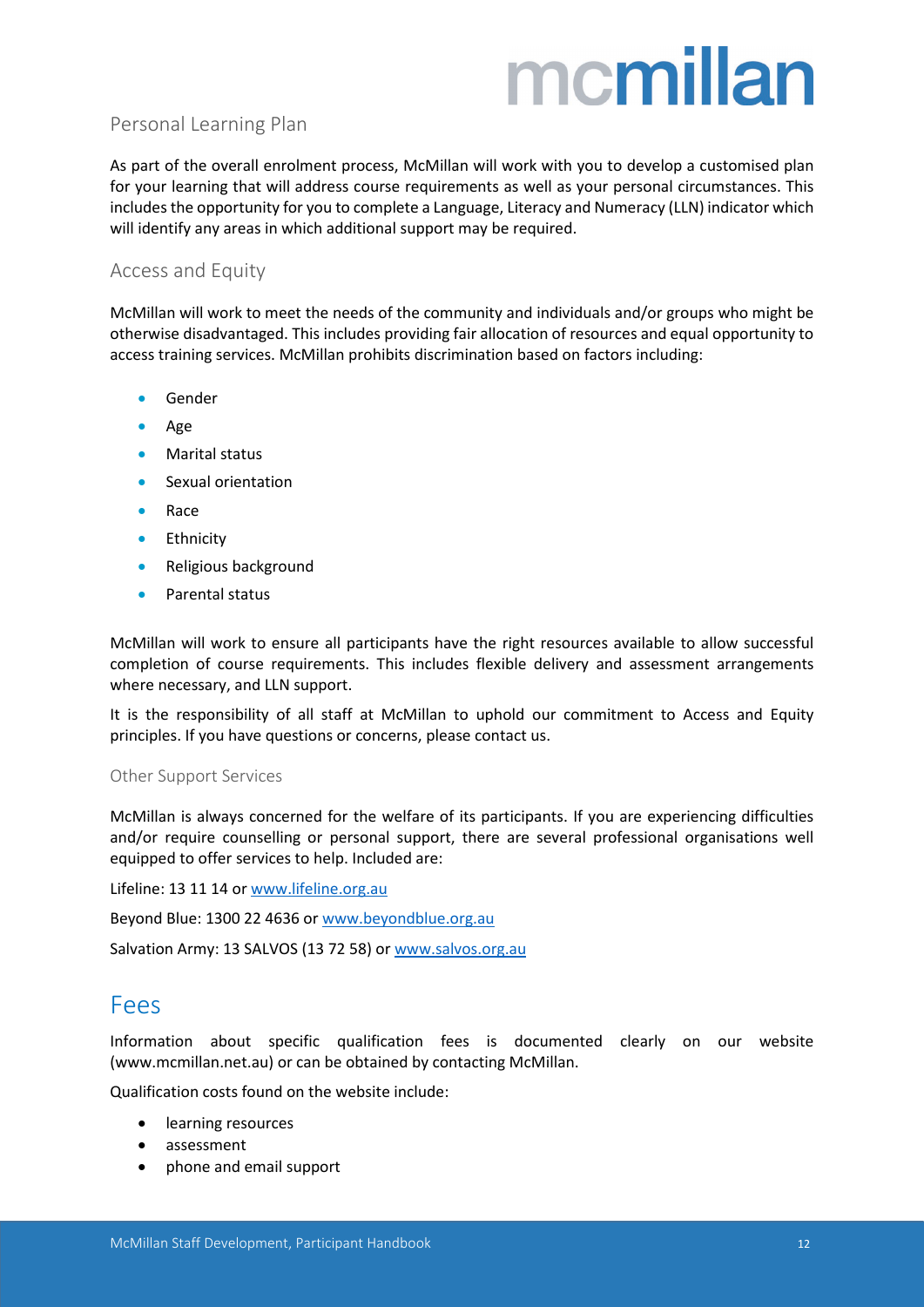### Personal Learning Plan

As part of the overall enrolment process, McMillan will work with you to develop a customised plan for your learning that will address course requirements as well as your personal circumstances. This includes the opportunity for you to complete a Language, Literacy and Numeracy (LLN) indicator which will identify any areas in which additional support may be required.

### Access and Equity

McMillan will work to meet the needs of the community and individuals and/or groups who might be otherwise disadvantaged. This includes providing fair allocation of resources and equal opportunity to access training services. McMillan prohibits discrimination based on factors including:

- Gender
- Age
- Marital status
- Sexual orientation
- Race
- Ethnicity
- Religious background
- Parental status

McMillan will work to ensure all participants have the right resources available to allow successful completion of course requirements. This includes flexible delivery and assessment arrangements where necessary, and LLN support.

It is the responsibility of all staff at McMillan to uphold our commitment to Access and Equity principles. If you have questions or concerns, please contact us.

#### Other Support Services

McMillan is always concerned for the welfare of its participants. If you are experiencing difficulties and/or require counselling or personal support, there are several professional organisations well equipped to offer services to help. Included are:

Lifeline: 13 11 14 or www.lifeline.org.au

Beyond Blue: 1300 22 4636 or www.beyondblue.org.au

Salvation Army: 13 SALVOS (13 72 58) or www.salvos.org.au

## Fees

Information about specific qualification fees is documented clearly on our website (www.mcmillan.net.au) or can be obtained by contacting McMillan.

Qualification costs found on the website include:

- learning resources
- assessment
- phone and email support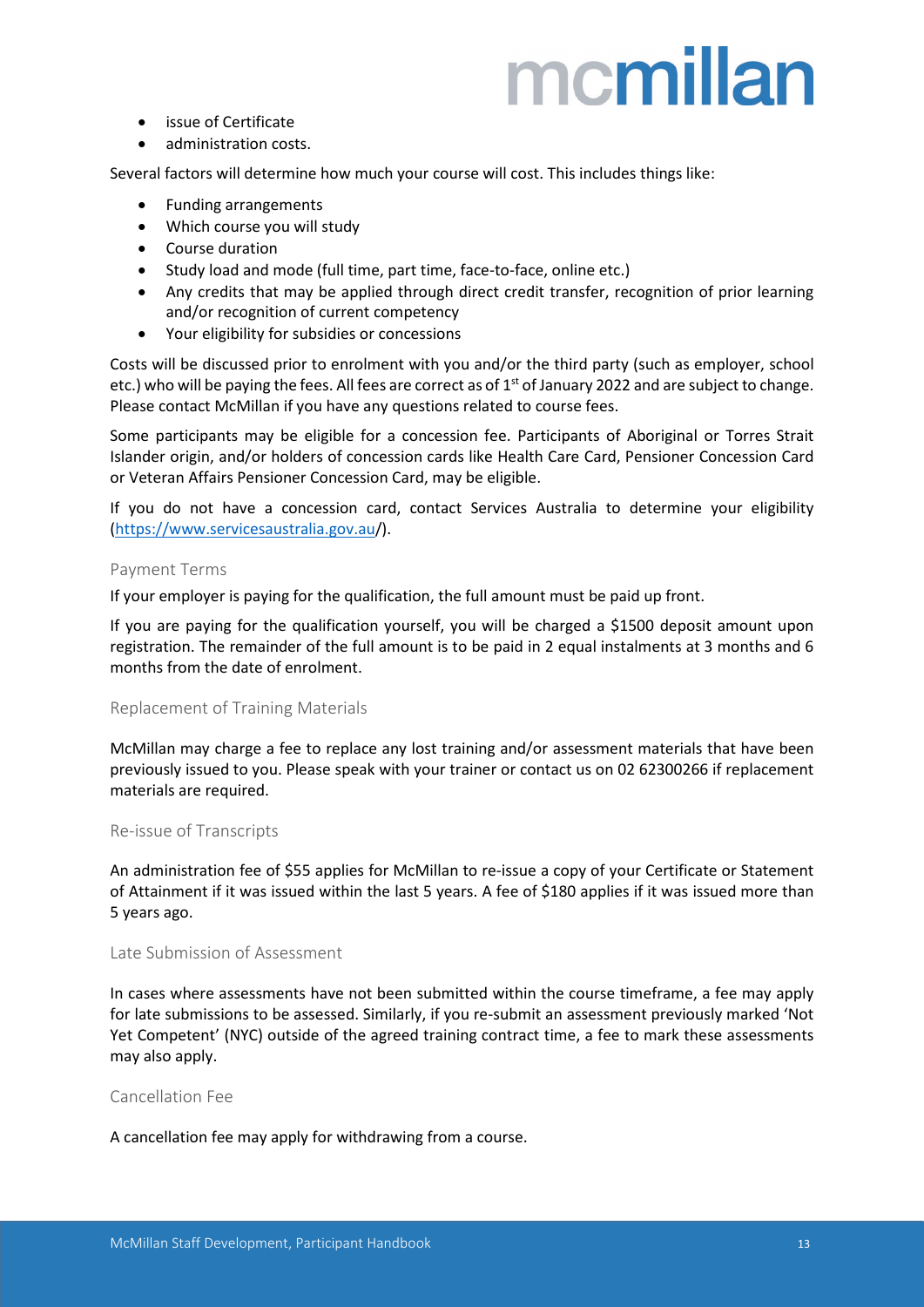- issue of Certificate
- administration costs.

Several factors will determine how much your course will cost. This includes things like:

- Funding arrangements
- Which course you will study
- Course duration
- Study load and mode (full time, part time, face-to-face, online etc.)
- Any credits that may be applied through direct credit transfer, recognition of prior learning and/or recognition of current competency
- Your eligibility for subsidies or concessions

Costs will be discussed prior to enrolment with you and/or the third party (such as employer, school etc.) who will be paying the fees. All fees are correct as of 1st of January 2022 and are subject to change. Please contact McMillan if you have any questions related to course fees.

Some participants may be eligible for a concession fee. Participants of Aboriginal or Torres Strait Islander origin, and/or holders of concession cards like Health Care Card, Pensioner Concession Card or Veteran Affairs Pensioner Concession Card, may be eligible.

If you do not have a concession card, contact Services Australia to determine your eligibility (https://www.servicesaustralia.gov.au/).

### Payment Terms

If your employer is paying for the qualification, the full amount must be paid up front.

If you are paying for the qualification yourself, you will be charged a $1500 deposit amount upon registration. The remainder of the full amount is to be paid in 2 equal instalments at 3 months and 6 months from the date of enrolment.

### Replacement of Training Materials

McMillan may charge a fee to replace any lost training and/or assessment materials that have been previously issued to you. Please speak with your trainer or contact us on 02 62300266 if replacement materials are required.

### Re-issue of Transcripts

An administration fee of $55 applies for McMillan to re-issue a copy of your Certificate or Statement of Attainment if it was issued within the last 5 years. A fee of $180 applies if it was issued more than 5 years ago.

### Late Submission of Assessment

In cases where assessments have not been submitted within the course timeframe, a fee may apply for late submissions to be assessed. Similarly, if you re-submit an assessment previously marked 'Not Yet Competent' (NYC) outside of the agreed training contract time, a fee to mark these assessments may also apply.

### Cancellation Fee

A cancellation fee may apply for withdrawing from a course.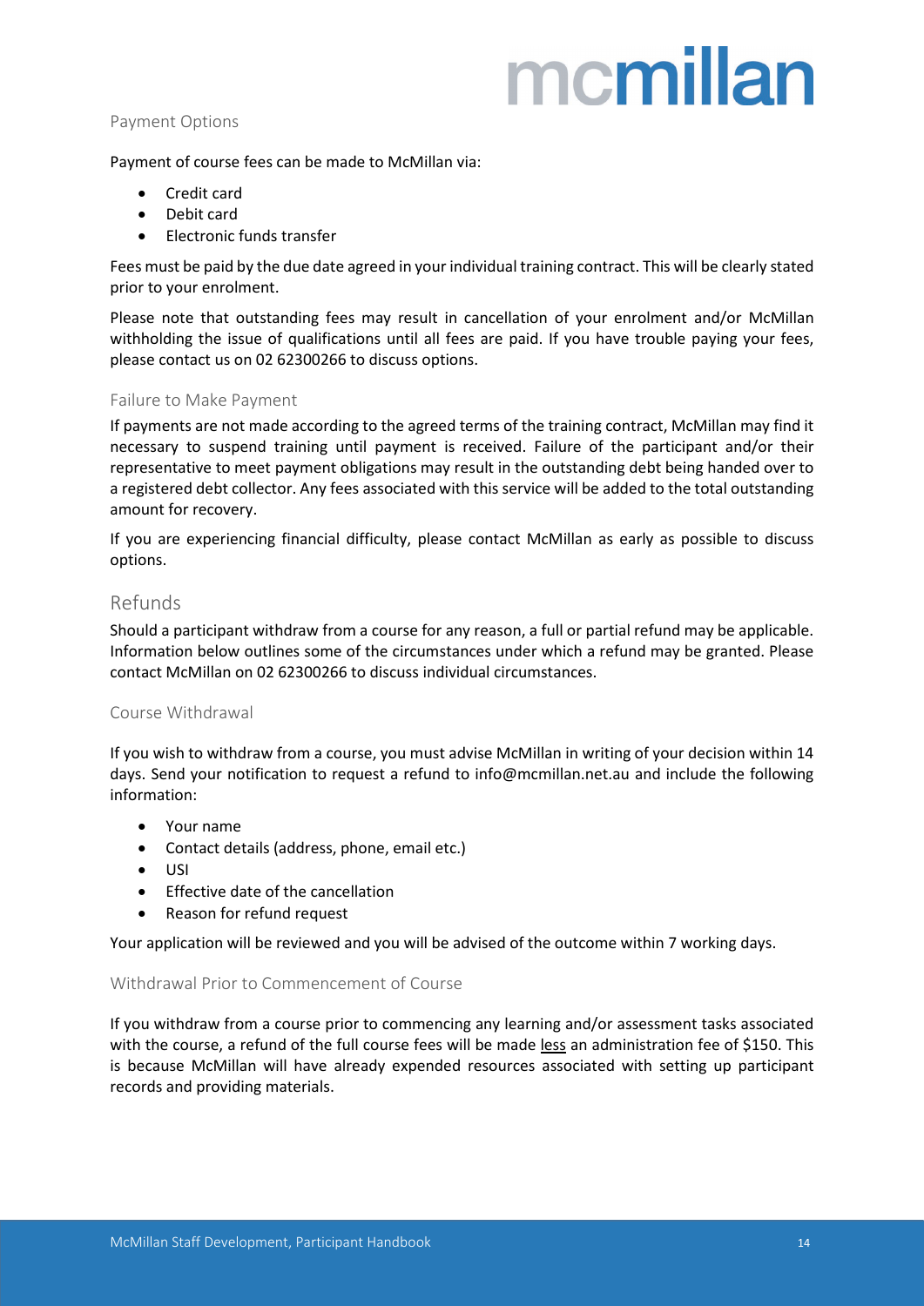## Payment Options

Payment of course fees can be made to McMillan via:

- Credit card
- Debit card
- Electronic funds transfer

Fees must be paid by the due date agreed in your individual training contract. This will be clearly stated prior to your enrolment.

Please note that outstanding fees may result in cancellation of your enrolment and/or McMillan withholding the issue of qualifications until all fees are paid. If you have trouble paying your fees, please contact us on 02 62300266 to discuss options.

### Failure to Make Payment

If payments are not made according to the agreed terms of the training contract, McMillan may find it necessary to suspend training until payment is received. Failure of the participant and/or their representative to meet payment obligations may result in the outstanding debt being handed over to a registered debt collector. Any fees associated with this service will be added to the total outstanding amount for recovery.

If you are experiencing financial difficulty, please contact McMillan as early as possible to discuss options.

# Refunds

Should a participant withdraw from a course for any reason, a full or partial refund may be applicable. Information below outlines some of the circumstances under which a refund may be granted. Please contact McMillan on 02 62300266 to discuss individual circumstances.

## Course Withdrawal

If you wish to withdraw from a course, you must advise McMillan in writing of your decision within 14 days. Send your notification to request a refund to info@mcmillan.net.au and include the following information:

- Your name
- Contact details (address, phone, email etc.)
- USI
- Effective date of the cancellation
- Reason for refund request

Your application will be reviewed and you will be advised of the outcome within 7 working days.

## Withdrawal Prior to Commencement of Course

If you withdraw from a course prior to commencing any learning and/or assessment tasks associated with the course, a refund of the full course fees will be made less an administration fee of $150. This is because McMillan will have already expended resources associated with setting up participant records and providing materials.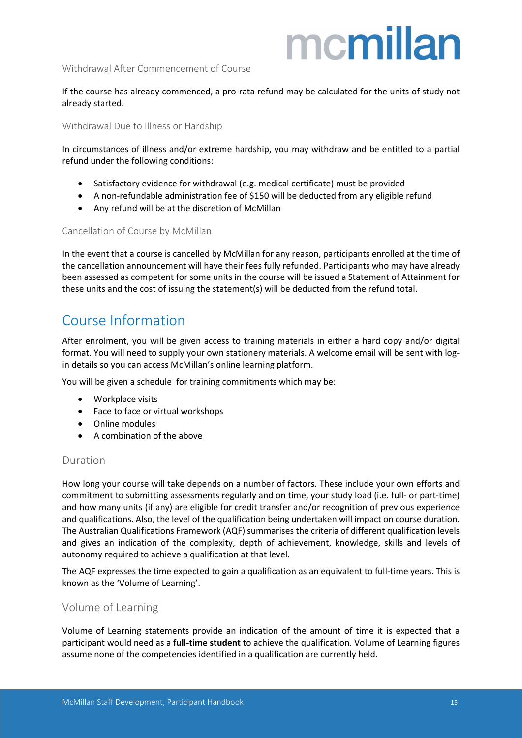### Withdrawal After Commencement of Course

If the course has already commenced, a pro-rata refund may be calculated for the units of study not already started.

### Withdrawal Due to Illness or Hardship

In circumstances of illness and/or extreme hardship, you may withdraw and be entitled to a partial refund under the following conditions:

- Satisfactory evidence for withdrawal (e.g. medical certificate) must be provided
- A non-refundable administration fee of $150 will be deducted from any eligible refund
- Any refund will be at the discretion of McMillan

### Cancellation of Course by McMillan

In the event that a course is cancelled by McMillan for any reason, participants enrolled at the time of the cancellation announcement will have their fees fully refunded. Participants who may have already been assessed as competent for some units in the course will be issued a Statement of Attainment for these units and the cost of issuing the statement(s) will be deducted from the refund total.

# Course Information

After enrolment, you will be given access to training materials in either a hard copy and/or digital format. You will need to supply your own stationery materials. A welcome email will be sent with log-in details so you can access McMillan's online learning platform.

You will be given a schedule for training commitments which may be:

- Workplace visits
- Face to face or virtual workshops
- Online modules
- A combination of the above

## Duration

How long your course will take depends on a number of factors. These include your own efforts and commitment to submitting assessments regularly and on time, your study load (i.e. full- or part-time) and how many units (if any) are eligible for credit transfer and/or recognition of previous experience and qualifications. Also, the level of the qualification being undertaken will impact on course duration. The Australian Qualifications Framework (AQF) summarises the criteria of different qualification levels and gives an indication of the complexity, depth of achievement, knowledge, skills and levels of autonomy required to achieve a qualification at that level.

The AQF expresses the time expected to gain a qualification as an equivalent to full-time years. This is known as the 'Volume of Learning'.

## Volume of Learning

Volume of Learning statements provide an indication of the amount of time it is expected that a participant would need as a **full-time student** to achieve the qualification. Volume of Learning figures assume none of the competencies identified in a qualification are currently held.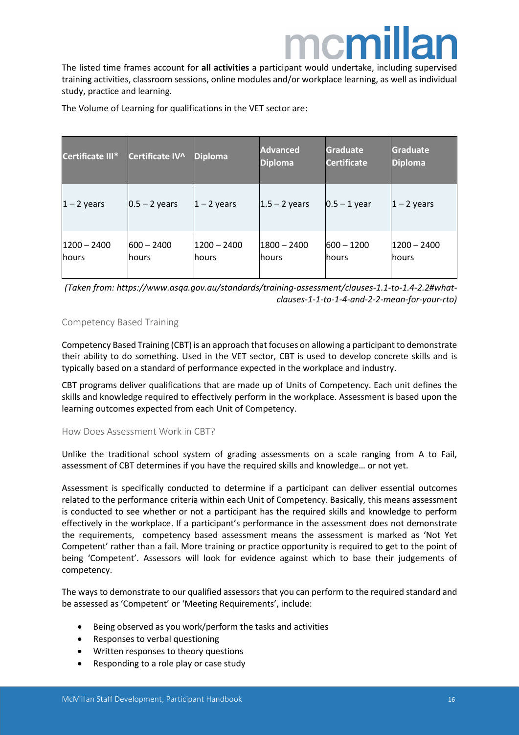The listed time frames account for **all activities** a participant would undertake, including supervised training activities, classroom sessions, online modules and/or workplace learning, as well as individual study, practice and learning.

The Volume of Learning for qualifications in the VET sector are:

| Certificate III* | Certificate IV^ | Diploma | Advanced Diploma | Graduate Certificate | Graduate Diploma |
|---|---|---|---|---|---|
| 1 – 2 years | 0.5 – 2 years | 1 – 2 years | 1.5 – 2 years | 0.5 – 1 year | 1 – 2 years |
| 1200 – 2400 hours | 600 – 2400 hours | 1200 – 2400 hours | 1800 – 2400 hours | 600 – 1200 hours | 1200 – 2400 hours |

*(Taken from: https://www.asqa.gov.au/standards/training-assessment/clauses-1.1-to-1.4-2.2#what-clauses-1-1-to-1-4-and-2-2-mean-for-your-rto)*

## Competency Based Training

Competency Based Training (CBT) is an approach that focuses on allowing a participant to demonstrate their ability to do something. Used in the VET sector, CBT is used to develop concrete skills and is typically based on a standard of performance expected in the workplace and industry.

CBT programs deliver qualifications that are made up of Units of Competency. Each unit defines the skills and knowledge required to effectively perform in the workplace. Assessment is based upon the learning outcomes expected from each Unit of Competency.

### How Does Assessment Work in CBT?

Unlike the traditional school system of grading assessments on a scale ranging from A to Fail, assessment of CBT determines if you have the required skills and knowledge… or not yet.

Assessment is specifically conducted to determine if a participant can deliver essential outcomes related to the performance criteria within each Unit of Competency. Basically, this means assessment is conducted to see whether or not a participant has the required skills and knowledge to perform effectively in the workplace. If a participant's performance in the assessment does not demonstrate the requirements, competency based assessment means the assessment is marked as 'Not Yet Competent' rather than a fail. More training or practice opportunity is required to get to the point of being 'Competent'. Assessors will look for evidence against which to base their judgements of competency.

The ways to demonstrate to our qualified assessors that you can perform to the required standard and be assessed as 'Competent' or 'Meeting Requirements', include:

- Being observed as you work/perform the tasks and activities
- Responses to verbal questioning
- Written responses to theory questions
- Responding to a role play or case study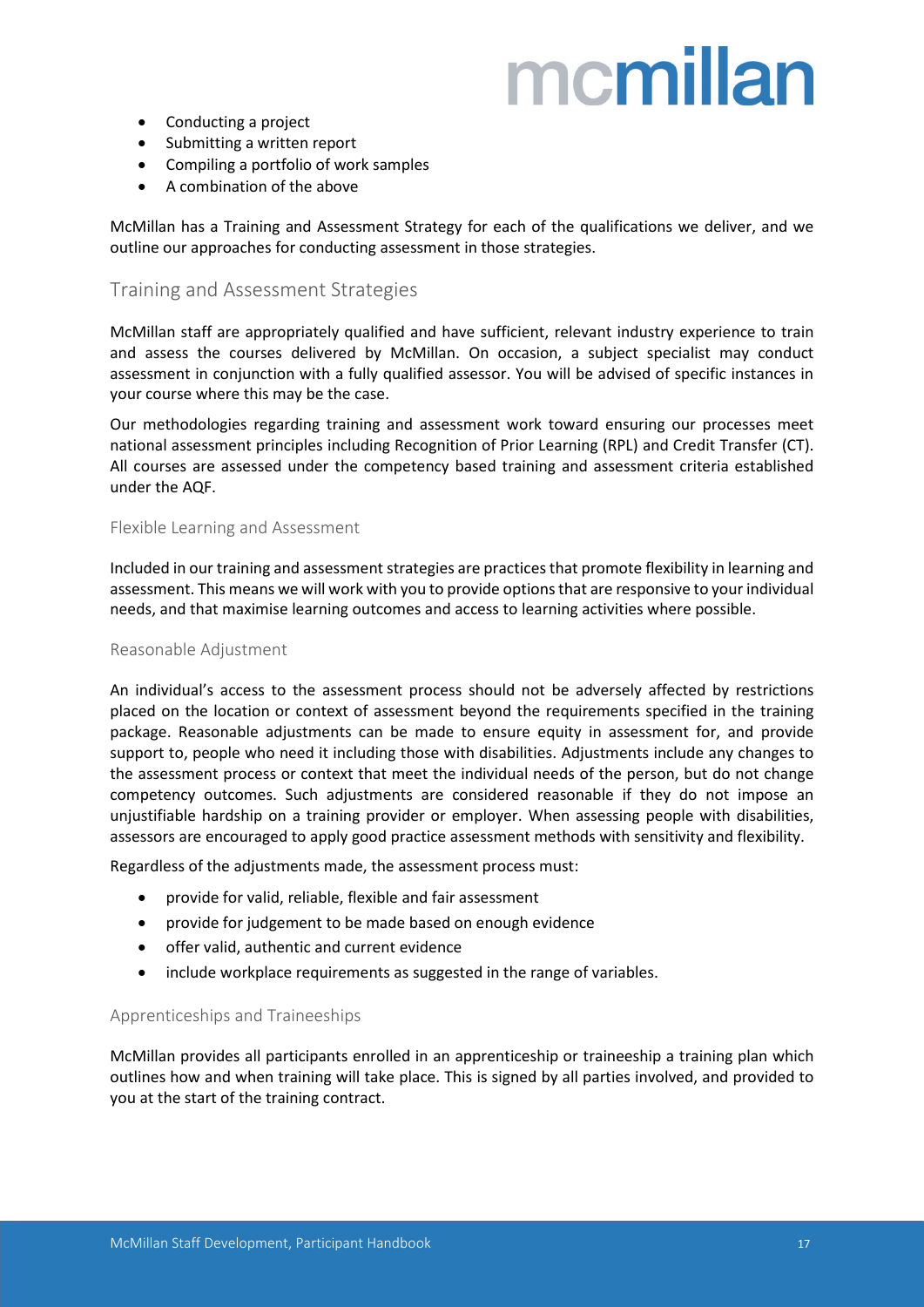- Conducting a project
- Submitting a written report
- Compiling a portfolio of work samples
- A combination of the above

McMillan has a Training and Assessment Strategy for each of the qualifications we deliver, and we outline our approaches for conducting assessment in those strategies.

## Training and Assessment Strategies

McMillan staff are appropriately qualified and have sufficient, relevant industry experience to train and assess the courses delivered by McMillan. On occasion, a subject specialist may conduct assessment in conjunction with a fully qualified assessor. You will be advised of specific instances in your course where this may be the case.

Our methodologies regarding training and assessment work toward ensuring our processes meet national assessment principles including Recognition of Prior Learning (RPL) and Credit Transfer (CT). All courses are assessed under the competency based training and assessment criteria established under the AQF.

### Flexible Learning and Assessment

Included in our training and assessment strategies are practices that promote flexibility in learning and assessment. This means we will work with you to provide options that are responsive to your individual needs, and that maximise learning outcomes and access to learning activities where possible.

### Reasonable Adjustment

An individual's access to the assessment process should not be adversely affected by restrictions placed on the location or context of assessment beyond the requirements specified in the training package. Reasonable adjustments can be made to ensure equity in assessment for, and provide support to, people who need it including those with disabilities. Adjustments include any changes to the assessment process or context that meet the individual needs of the person, but do not change competency outcomes. Such adjustments are considered reasonable if they do not impose an unjustifiable hardship on a training provider or employer. When assessing people with disabilities, assessors are encouraged to apply good practice assessment methods with sensitivity and flexibility.

Regardless of the adjustments made, the assessment process must:

- provide for valid, reliable, flexible and fair assessment
- provide for judgement to be made based on enough evidence
- offer valid, authentic and current evidence
- include workplace requirements as suggested in the range of variables.

### Apprenticeships and Traineeships

McMillan provides all participants enrolled in an apprenticeship or traineeship a training plan which outlines how and when training will take place. This is signed by all parties involved, and provided to you at the start of the training contract.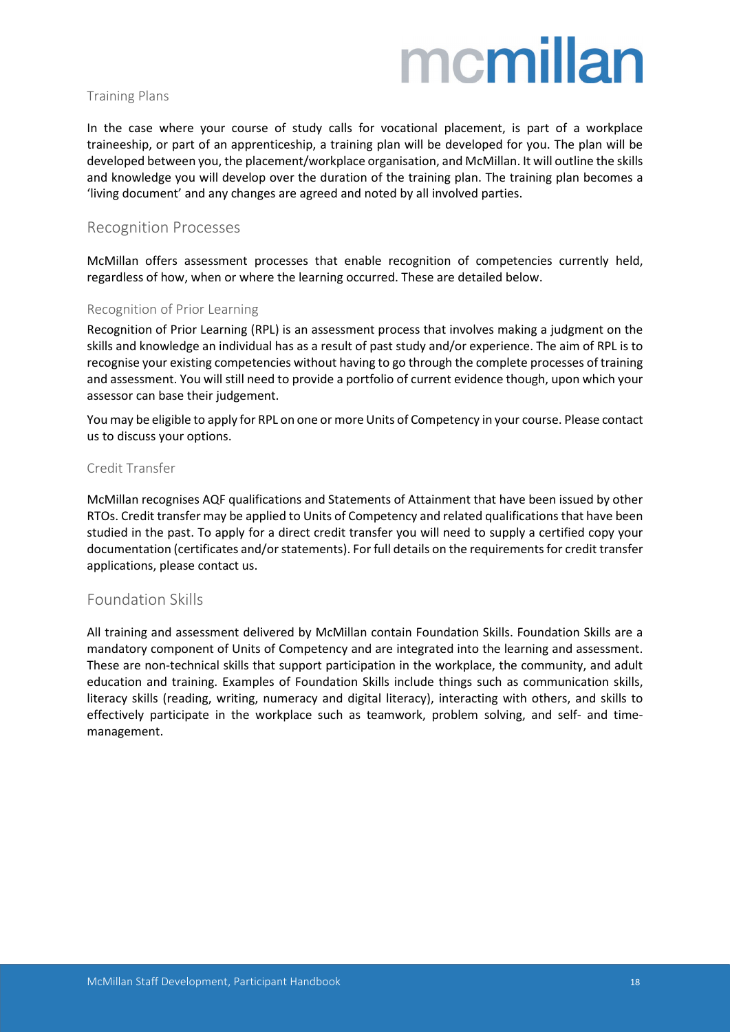### Training Plans

In the case where your course of study calls for vocational placement, is part of a workplace traineeship, or part of an apprenticeship, a training plan will be developed for you. The plan will be developed between you, the placement/workplace organisation, and McMillan. It will outline the skills and knowledge you will develop over the duration of the training plan. The training plan becomes a 'living document' and any changes are agreed and noted by all involved parties.

## Recognition Processes

McMillan offers assessment processes that enable recognition of competencies currently held, regardless of how, when or where the learning occurred. These are detailed below.

### Recognition of Prior Learning

Recognition of Prior Learning (RPL) is an assessment process that involves making a judgment on the skills and knowledge an individual has as a result of past study and/or experience. The aim of RPL is to recognise your existing competencies without having to go through the complete processes of training and assessment. You will still need to provide a portfolio of current evidence though, upon which your assessor can base their judgement.

You may be eligible to apply for RPL on one or more Units of Competency in your course. Please contact us to discuss your options.

### Credit Transfer

McMillan recognises AQF qualifications and Statements of Attainment that have been issued by other RTOs. Credit transfer may be applied to Units of Competency and related qualifications that have been studied in the past. To apply for a direct credit transfer you will need to supply a certified copy your documentation (certificates and/or statements). For full details on the requirements for credit transfer applications, please contact us.

## Foundation Skills

All training and assessment delivered by McMillan contain Foundation Skills. Foundation Skills are a mandatory component of Units of Competency and are integrated into the learning and assessment. These are non-technical skills that support participation in the workplace, the community, and adult education and training. Examples of Foundation Skills include things such as communication skills, literacy skills (reading, writing, numeracy and digital literacy), interacting with others, and skills to effectively participate in the workplace such as teamwork, problem solving, and self- and time-management.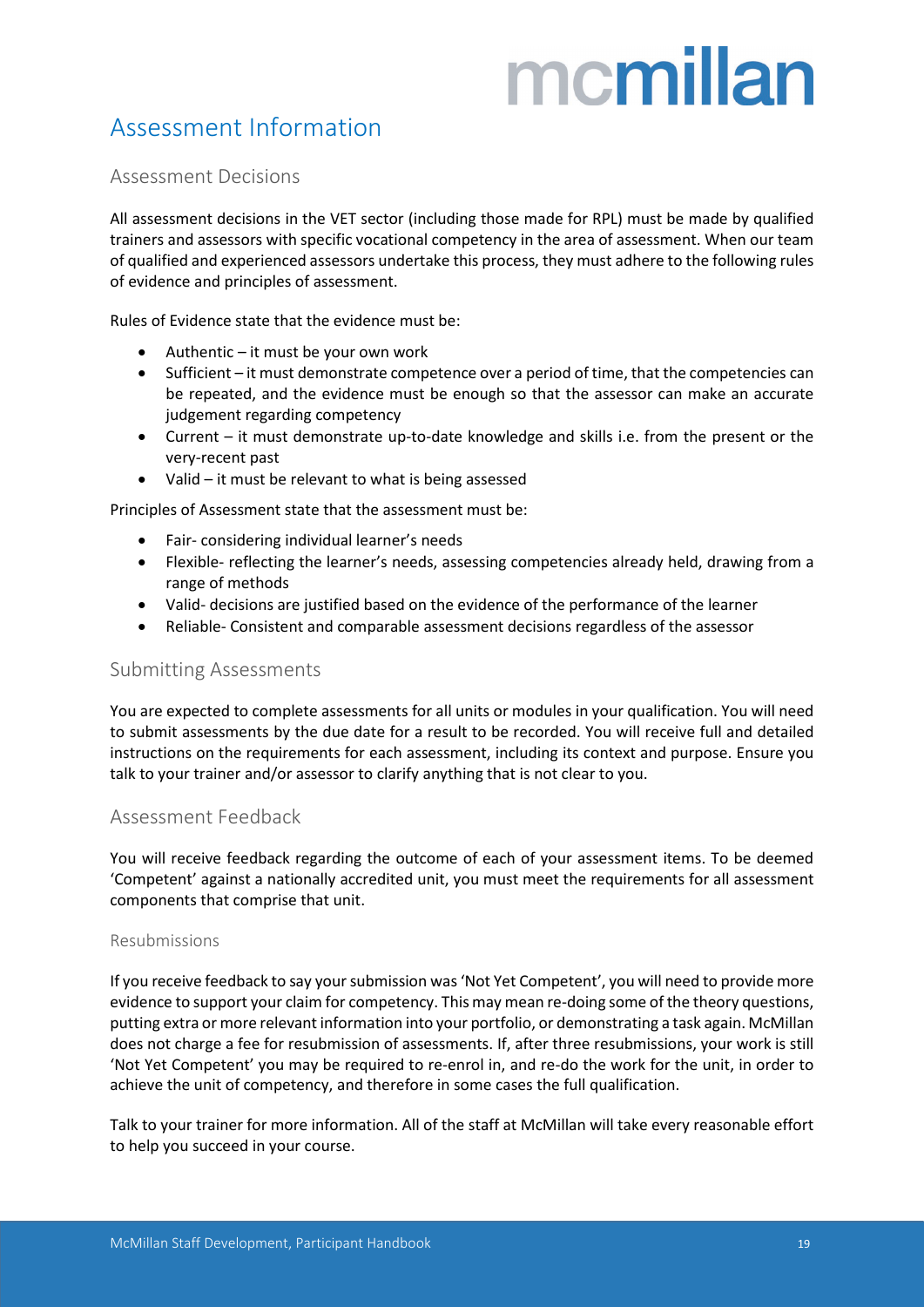# Assessment Information

## Assessment Decisions

All assessment decisions in the VET sector (including those made for RPL) must be made by qualified trainers and assessors with specific vocational competency in the area of assessment. When our team of qualified and experienced assessors undertake this process, they must adhere to the following rules of evidence and principles of assessment.

Rules of Evidence state that the evidence must be:

- Authentic – it must be your own work
- Sufficient – it must demonstrate competence over a period of time, that the competencies can be repeated, and the evidence must be enough so that the assessor can make an accurate judgement regarding competency
- Current – it must demonstrate up-to-date knowledge and skills i.e. from the present or the very-recent past
- Valid – it must be relevant to what is being assessed

Principles of Assessment state that the assessment must be:

- Fair- considering individual learner's needs
- Flexible- reflecting the learner's needs, assessing competencies already held, drawing from a range of methods
- Valid- decisions are justified based on the evidence of the performance of the learner
- Reliable- Consistent and comparable assessment decisions regardless of the assessor

## Submitting Assessments

You are expected to complete assessments for all units or modules in your qualification. You will need to submit assessments by the due date for a result to be recorded. You will receive full and detailed instructions on the requirements for each assessment, including its context and purpose. Ensure you talk to your trainer and/or assessor to clarify anything that is not clear to you.

## Assessment Feedback

You will receive feedback regarding the outcome of each of your assessment items. To be deemed 'Competent' against a nationally accredited unit, you must meet the requirements for all assessment components that comprise that unit.

### Resubmissions

If you receive feedback to say your submission was 'Not Yet Competent', you will need to provide more evidence to support your claim for competency. This may mean re-doing some of the theory questions, putting extra or more relevant information into your portfolio, or demonstrating a task again. McMillan does not charge a fee for resubmission of assessments. If, after three resubmissions, your work is still 'Not Yet Competent' you may be required to re-enrol in, and re-do the work for the unit, in order to achieve the unit of competency, and therefore in some cases the full qualification.

Talk to your trainer for more information. All of the staff at McMillan will take every reasonable effort to help you succeed in your course.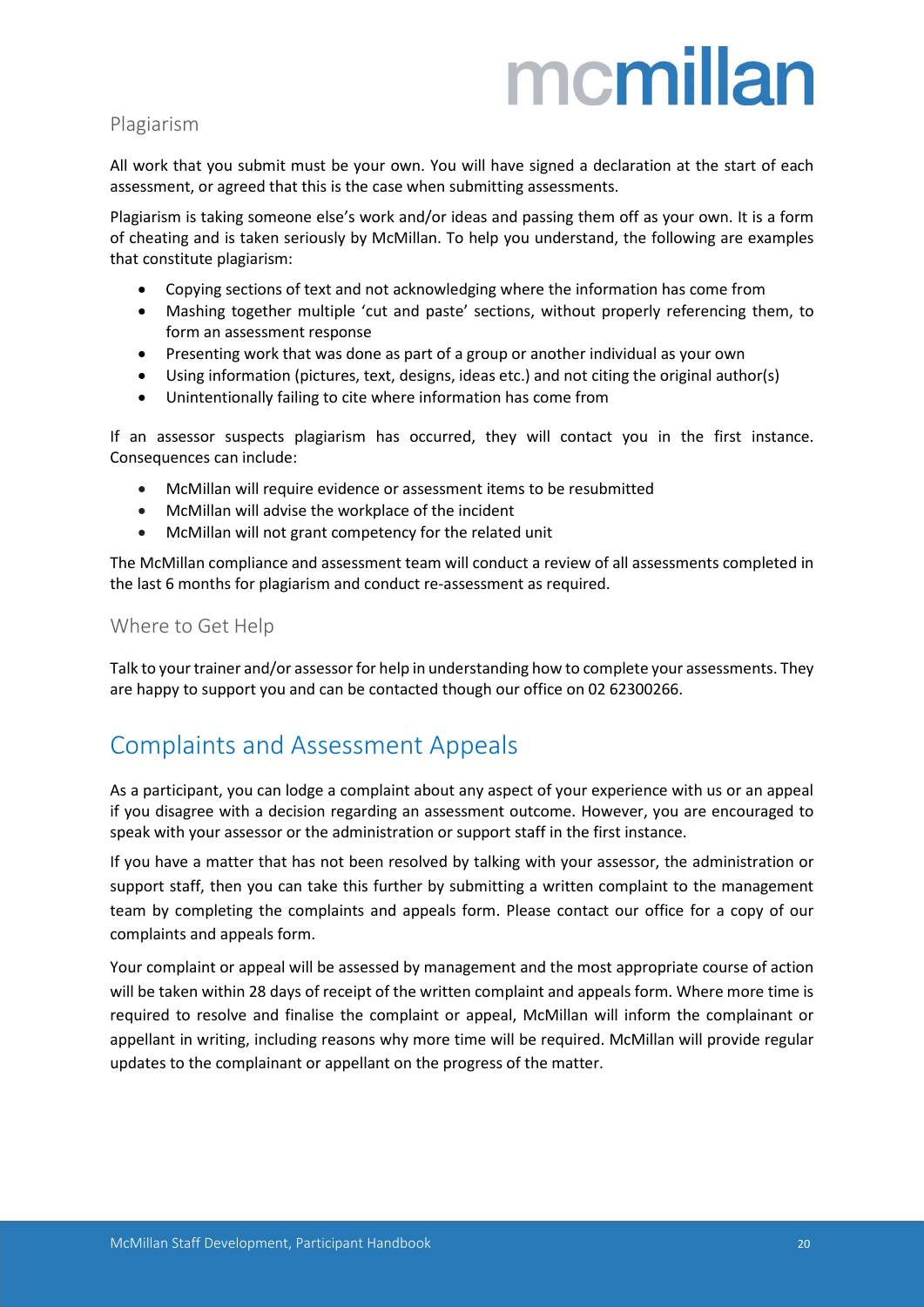## Plagiarism

All work that you submit must be your own. You will have signed a declaration at the start of each assessment, or agreed that this is the case when submitting assessments.

Plagiarism is taking someone else's work and/or ideas and passing them off as your own. It is a form of cheating and is taken seriously by McMillan. To help you understand, the following are examples that constitute plagiarism:

- Copying sections of text and not acknowledging where the information has come from
- Mashing together multiple 'cut and paste' sections, without properly referencing them, to form an assessment response
- Presenting work that was done as part of a group or another individual as your own
- Using information (pictures, text, designs, ideas etc.) and not citing the original author(s)
- Unintentionally failing to cite where information has come from

If an assessor suspects plagiarism has occurred, they will contact you in the first instance. Consequences can include:

- McMillan will require evidence or assessment items to be resubmitted
- McMillan will advise the workplace of the incident
- McMillan will not grant competency for the related unit

The McMillan compliance and assessment team will conduct a review of all assessments completed in the last 6 months for plagiarism and conduct re-assessment as required.

## Where to Get Help

Talk to your trainer and/or assessor for help in understanding how to complete your assessments. They are happy to support you and can be contacted though our office on 02 62300266.

# Complaints and Assessment Appeals

As a participant, you can lodge a complaint about any aspect of your experience with us or an appeal if you disagree with a decision regarding an assessment outcome. However, you are encouraged to speak with your assessor or the administration or support staff in the first instance.

If you have a matter that has not been resolved by talking with your assessor, the administration or support staff, then you can take this further by submitting a written complaint to the management team by completing the complaints and appeals form. Please contact our office for a copy of our complaints and appeals form.

Your complaint or appeal will be assessed by management and the most appropriate course of action will be taken within 28 days of receipt of the written complaint and appeals form. Where more time is required to resolve and finalise the complaint or appeal, McMillan will inform the complainant or appellant in writing, including reasons why more time will be required. McMillan will provide regular updates to the complainant or appellant on the progress of the matter.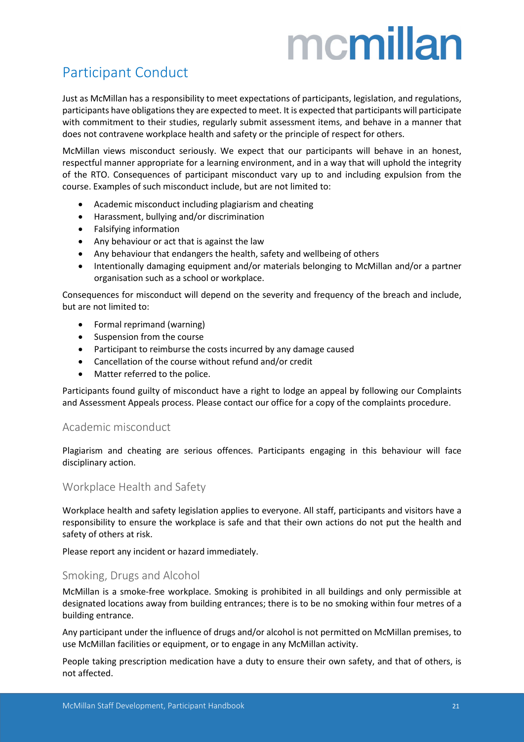## Participant Conduct

Just as McMillan has a responsibility to meet expectations of participants, legislation, and regulations, participants have obligations they are expected to meet. It is expected that participants will participate with commitment to their studies, regularly submit assessment items, and behave in a manner that does not contravene workplace health and safety or the principle of respect for others.

McMillan views misconduct seriously. We expect that our participants will behave in an honest, respectful manner appropriate for a learning environment, and in a way that will uphold the integrity of the RTO. Consequences of participant misconduct vary up to and including expulsion from the course. Examples of such misconduct include, but are not limited to:

- Academic misconduct including plagiarism and cheating
- Harassment, bullying and/or discrimination
- Falsifying information
- Any behaviour or act that is against the law
- Any behaviour that endangers the health, safety and wellbeing of others
- Intentionally damaging equipment and/or materials belonging to McMillan and/or a partner organisation such as a school or workplace.

Consequences for misconduct will depend on the severity and frequency of the breach and include, but are not limited to:

- Formal reprimand (warning)
- Suspension from the course
- Participant to reimburse the costs incurred by any damage caused
- Cancellation of the course without refund and/or credit
- Matter referred to the police.

Participants found guilty of misconduct have a right to lodge an appeal by following our Complaints and Assessment Appeals process. Please contact our office for a copy of the complaints procedure.

### Academic misconduct

Plagiarism and cheating are serious offences. Participants engaging in this behaviour will face disciplinary action.

### Workplace Health and Safety

Workplace health and safety legislation applies to everyone. All staff, participants and visitors have a responsibility to ensure the workplace is safe and that their own actions do not put the health and safety of others at risk.

Please report any incident or hazard immediately.

### Smoking, Drugs and Alcohol

McMillan is a smoke-free workplace. Smoking is prohibited in all buildings and only permissible at designated locations away from building entrances; there is to be no smoking within four metres of a building entrance.

Any participant under the influence of drugs and/or alcohol is not permitted on McMillan premises, to use McMillan facilities or equipment, or to engage in any McMillan activity.

People taking prescription medication have a duty to ensure their own safety, and that of others, is not affected.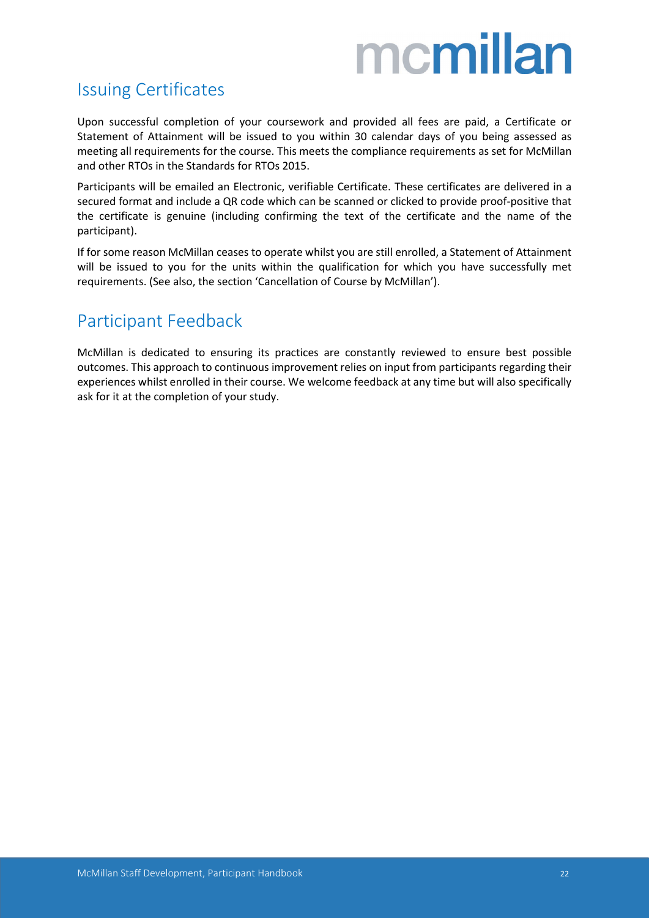## Issuing Certificates

Upon successful completion of your coursework and provided all fees are paid, a Certificate or Statement of Attainment will be issued to you within 30 calendar days of you being assessed as meeting all requirements for the course. This meets the compliance requirements as set for McMillan and other RTOs in the Standards for RTOs 2015.

Participants will be emailed an Electronic, verifiable Certificate. These certificates are delivered in a secured format and include a QR code which can be scanned or clicked to provide proof-positive that the certificate is genuine (including confirming the text of the certificate and the name of the participant).

If for some reason McMillan ceases to operate whilst you are still enrolled, a Statement of Attainment will be issued to you for the units within the qualification for which you have successfully met requirements. (See also, the section 'Cancellation of Course by McMillan').

## Participant Feedback

McMillan is dedicated to ensuring its practices are constantly reviewed to ensure best possible outcomes. This approach to continuous improvement relies on input from participants regarding their experiences whilst enrolled in their course. We welcome feedback at any time but will also specifically ask for it at the completion of your study.